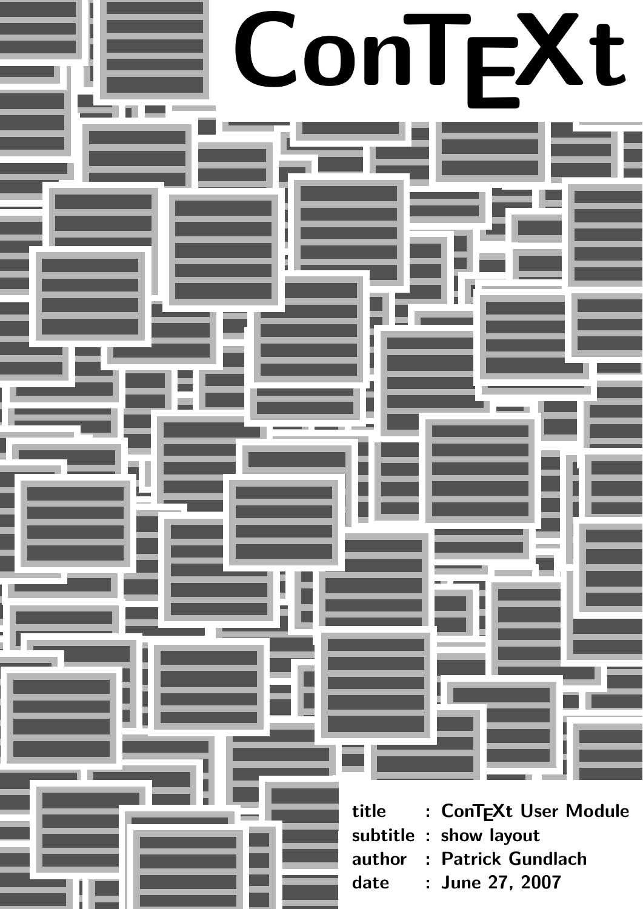# ConTEXt

| | | |
|---|---|---|
| title | : | ConTEXt User Module |
| subtitle | : | show layout |
| author | : | Patrick Gundlach |
| date | : | June 27, 2007 |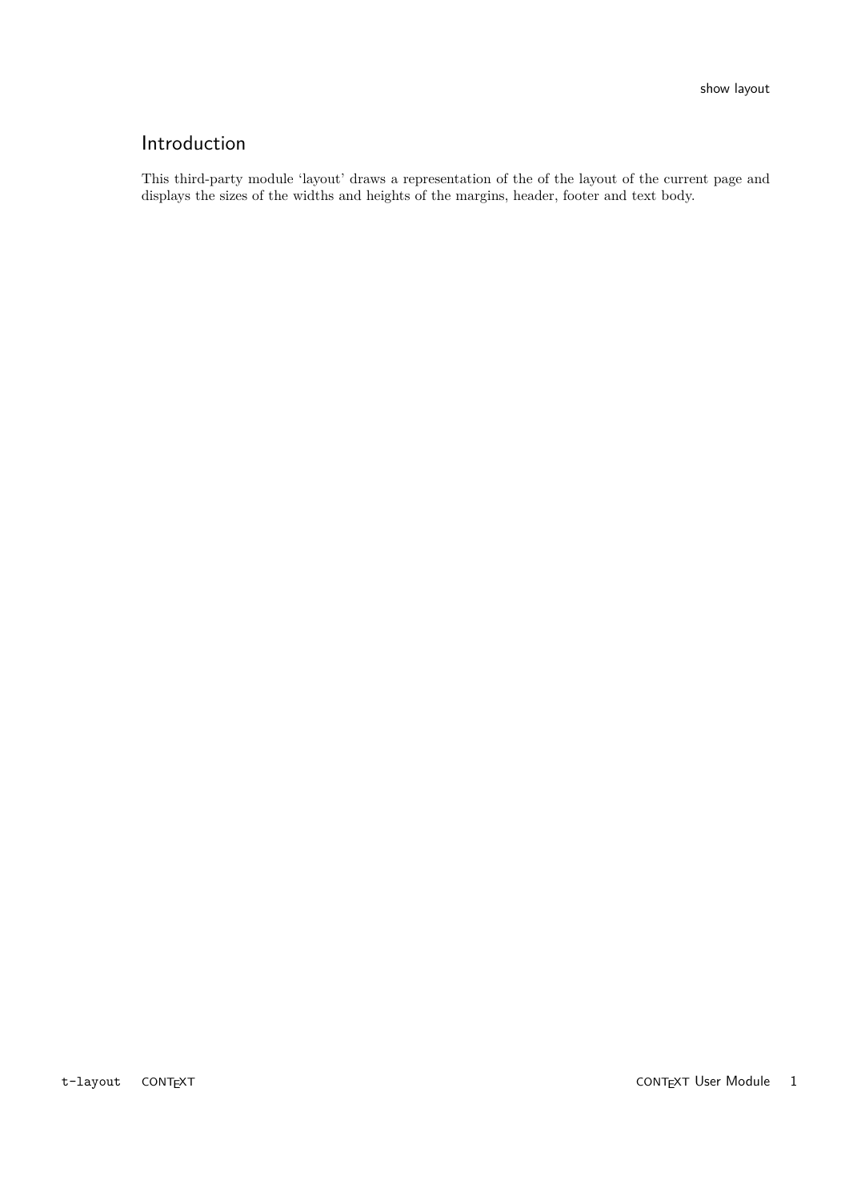## Introduction

This third-party module ‘layout’ draws a representation of the of the layout of the current page and displays the sizes of the widths and heights of the margins, header, footer and text body.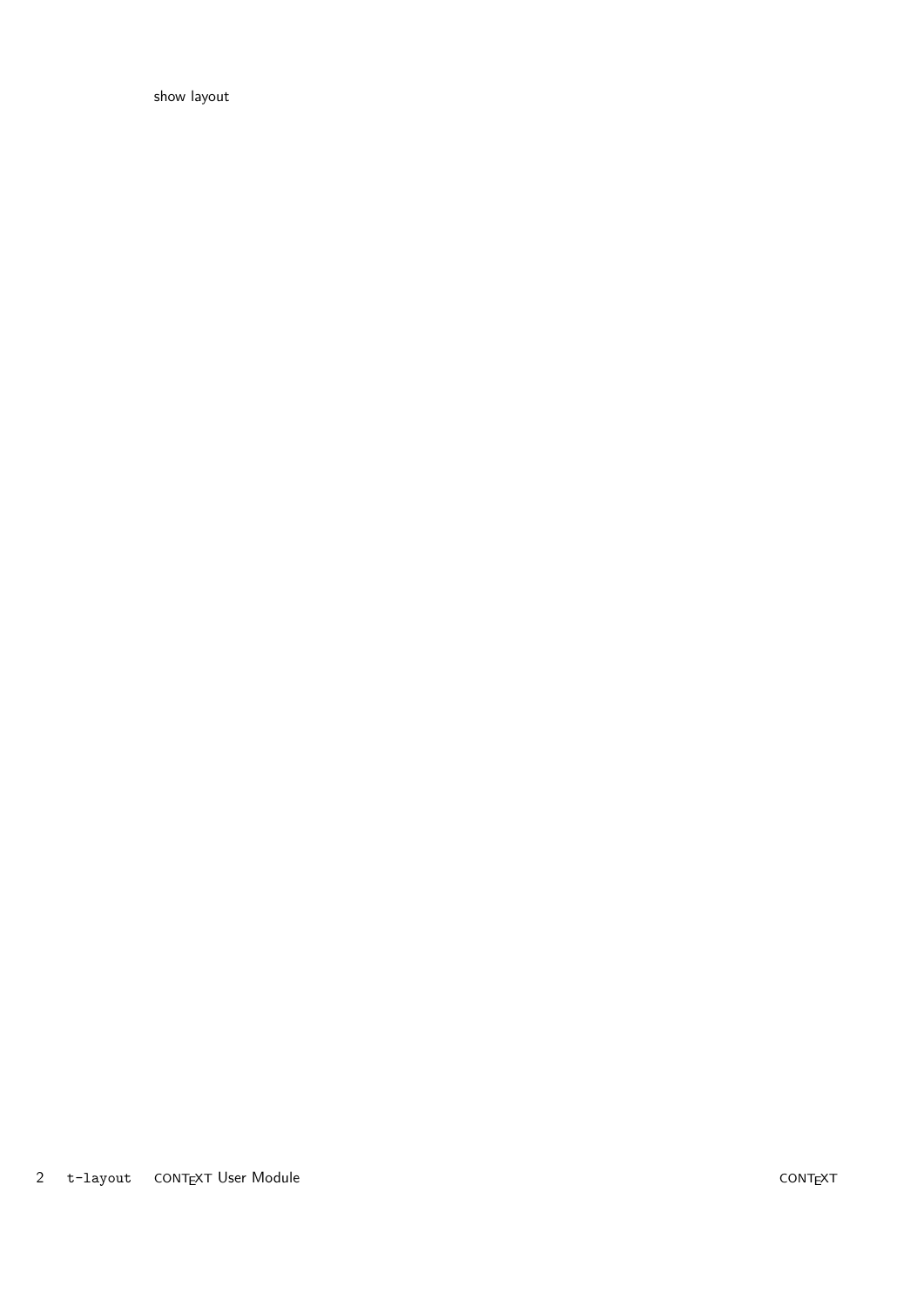show layout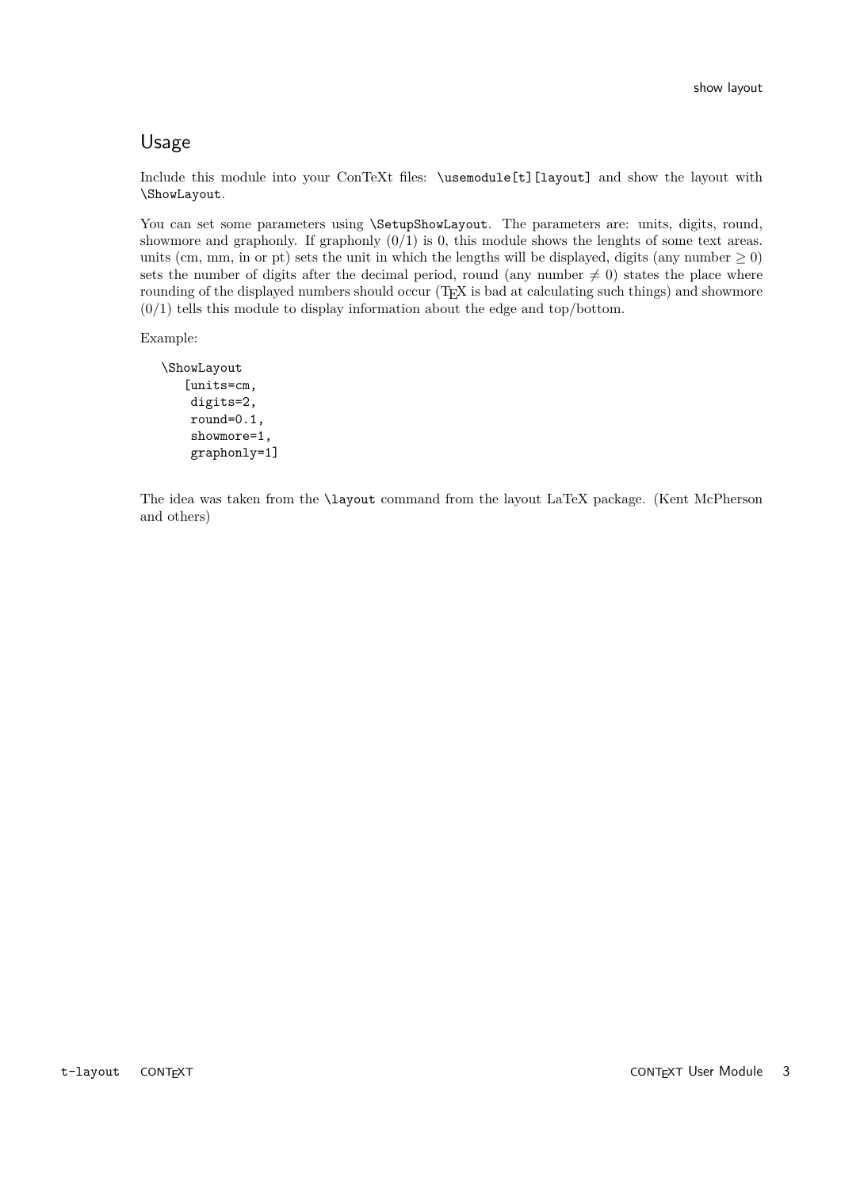## Usage

Include this module into your ConTeXt files: `\usemodule[t][layout]` and show the layout with `\ShowLayout`.

You can set some parameters using `\SetupShowLayout`. The parameters are: units, digits, round, showmore and graphonly. If graphonly (0/1) is 0, this module shows the lenghts of some text areas. units (cm, mm, in or pt) sets the unit in which the lengths will be displayed, digits (any number $\geq 0$) sets the number of digits after the decimal period, round (any number $\neq 0$) states the place where rounding of the displayed numbers should occur (TEX is bad at calculating such things) and showmore (0/1) tells this module to display information about the edge and top/bottom.

Example:

```
\ShowLayout
    [units=cm,
     digits=2,
     round=0.1,
     showmore=1,
     graphonly=1]
```

The idea was taken from the `\layout` command from the layout LaTeX package. (Kent McPherson and others)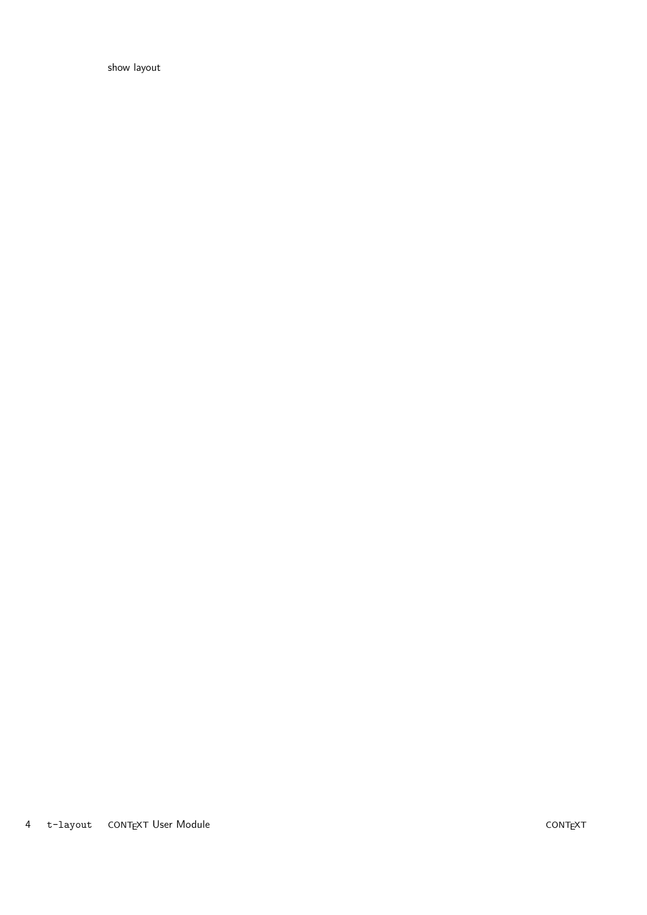show layout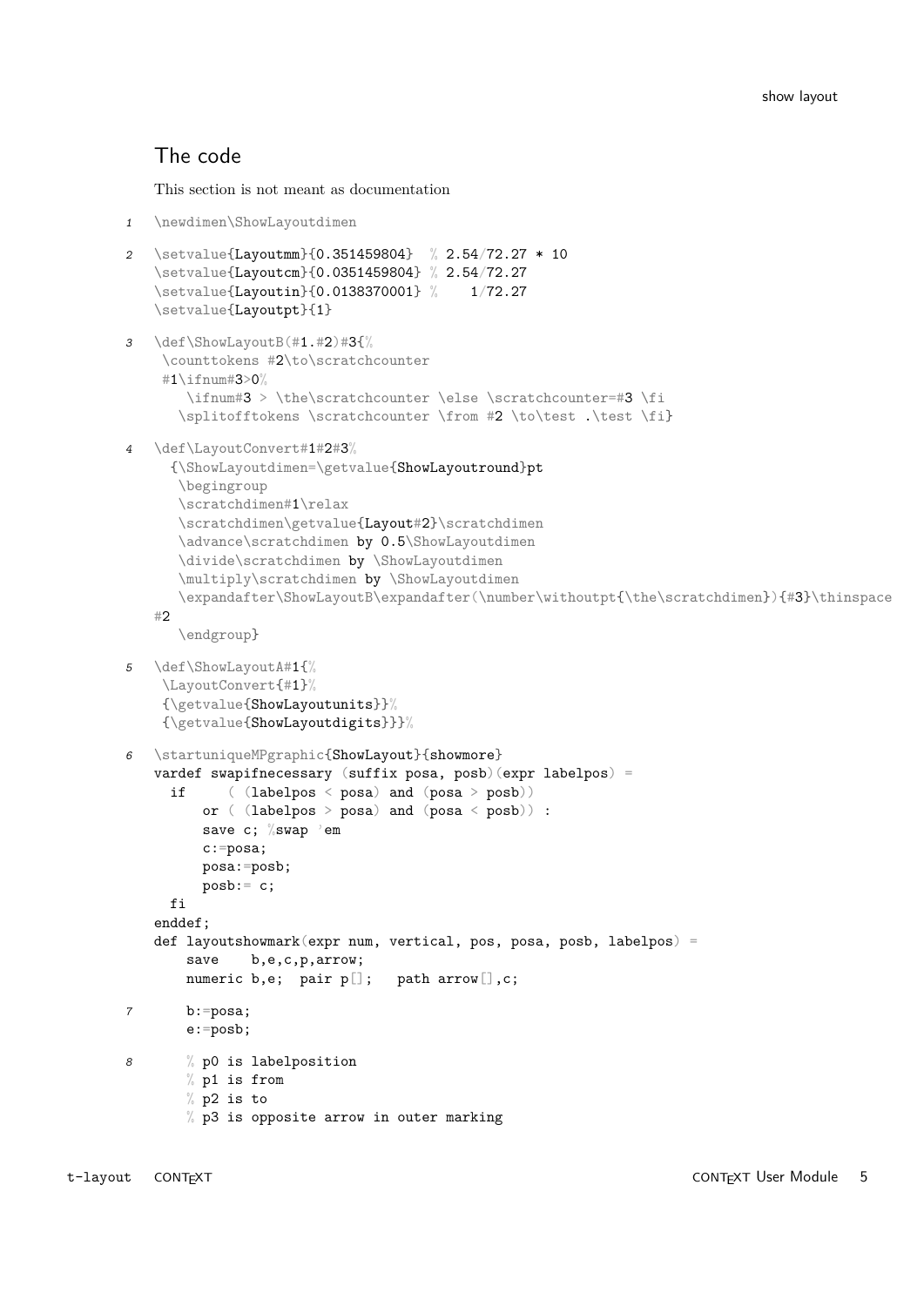## The code

This section is not meant as documentation

```
1   \newdimen\ShowLayoutdimen

2   \setvalue{Layoutmm}{0.351459804}  % 2.54/72.27 * 10
    \setvalue{Layoutcm}{0.0351459804} % 2.54/72.27
    \setvalue{Layoutin}{0.0138370001} %    1/72.27
    \setvalue{Layoutpt}{1}

3   \def\ShowLayoutB(#1.#2)#3{%
     \counttokens #2\to\scratchcounter
     #1\ifnum#3>0%
       \ifnum#3 > \the\scratchcounter \else \scratchcounter=#3 \fi
      \splitofftokens \scratchcounter \from #2 \to\test .\test \fi}

4   \def\LayoutConvert#1#2#3%
      {\ShowLayoutdimen=\getvalue{ShowLayoutround}pt
       \begingroup
       \scratchdimen#1\relax
       \scratchdimen\getvalue{Layout#2}\scratchdimen
       \advance\scratchdimen by 0.5\ShowLayoutdimen
       \divide\scratchdimen by \ShowLayoutdimen
       \multiply\scratchdimen by \ShowLayoutdimen
       \expandafter\ShowLayoutB\expandafter(\number\withoutpt{\the\scratchdimen}){#3}\thinspace
    #2
       \endgroup}

5   \def\ShowLayoutA#1{%
     \LayoutConvert{#1}%
     {\getvalue{ShowLayoutunits}}%
     {\getvalue{ShowLayoutdigits}}}%

6   \startuniqueMPgraphic{ShowLayout}{showmore}
    vardef swapifnecessary (suffix posa, posb)(expr labelpos) =
      if     ( (labelpos < posa) and (posa > posb))
          or ( (labelpos > posa) and (posa < posb)) :
          save c; %swap 'em
          c:=posa;
          posa:=posb;
          posb:= c;
      fi
    enddef;
    def layoutshowmark(expr num, vertical, pos, posa, posb, labelpos) =
        save    b,e,c,p,arrow;
        numeric b,e;  pair p[];   path arrow[],c;

7       b:=posa;
        e:=posb;

8       % p0 is labelposition
        % p1 is from
        % p2 is to
        % p3 is opposite arrow in outer marking
```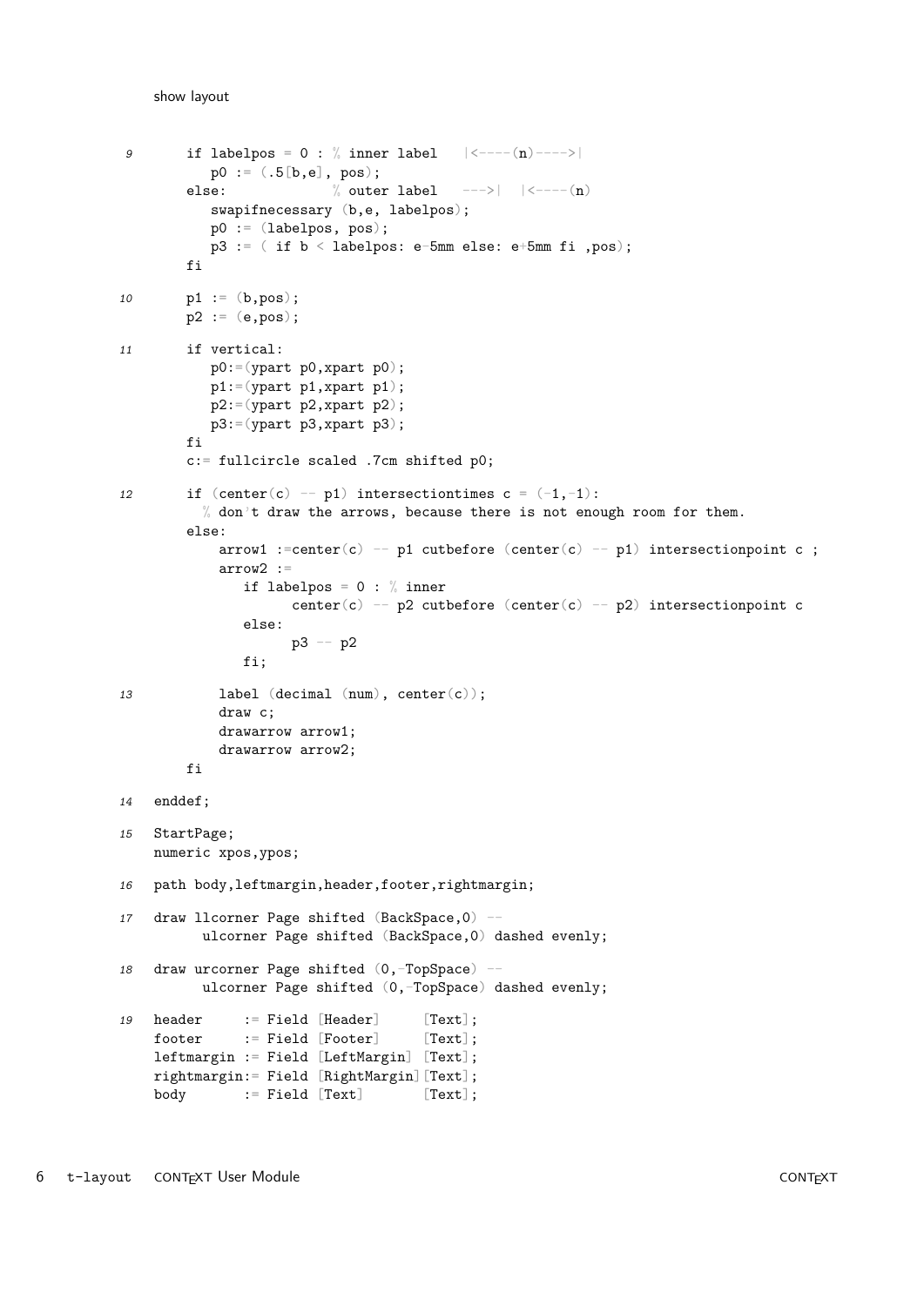show layout

```
9       if labelpos = 0 : % inner label   |<----(n)---->|
           p0 := (.5[b,e], pos);
        else:             % outer label   --->|  |<----(n)
           swapifnecessary (b,e, labelpos);
           p0 := (labelpos, pos);
           p3 := ( if b < labelpos: e-5mm else: e+5mm fi ,pos);
        fi

10      p1 := (b,pos);
        p2 := (e,pos);

11      if vertical:
           p0:=(ypart p0,xpart p0);
           p1:=(ypart p1,xpart p1);
           p2:=(ypart p2,xpart p2);
           p3:=(ypart p3,xpart p3);
        fi
        c:= fullcircle scaled .7cm shifted p0;

12      if (center(c) -- p1) intersectiontimes c = (-1,-1):
          % don't draw the arrows, because there is not enough room for them.
        else:
            arrow1 :=center(c) -- p1 cutbefore (center(c) -- p1) intersectionpoint c ;
            arrow2 :=
               if labelpos = 0 : % inner
                     center(c) -- p2 cutbefore (center(c) -- p2) intersectionpoint c
               else:
                     p3 -- p2
               fi;

13          label (decimal (num), center(c));
            draw c;
            drawarrow arrow1;
            drawarrow arrow2;
        fi

14  enddef;

15  StartPage;
    numeric xpos,ypos;

16  path body,leftmargin,header,footer,rightmargin;

17  draw llcorner Page shifted (BackSpace,0) --
          ulcorner Page shifted (BackSpace,0) dashed evenly;

18  draw urcorner Page shifted (0,-TopSpace) --
          ulcorner Page shifted (0,-TopSpace) dashed evenly;

19  header     := Field [Header]     [Text];
    footer     := Field [Footer]     [Text];
    leftmargin := Field [LeftMargin] [Text];
    rightmargin:= Field [RightMargin][Text];
    body       := Field [Text]       [Text];
```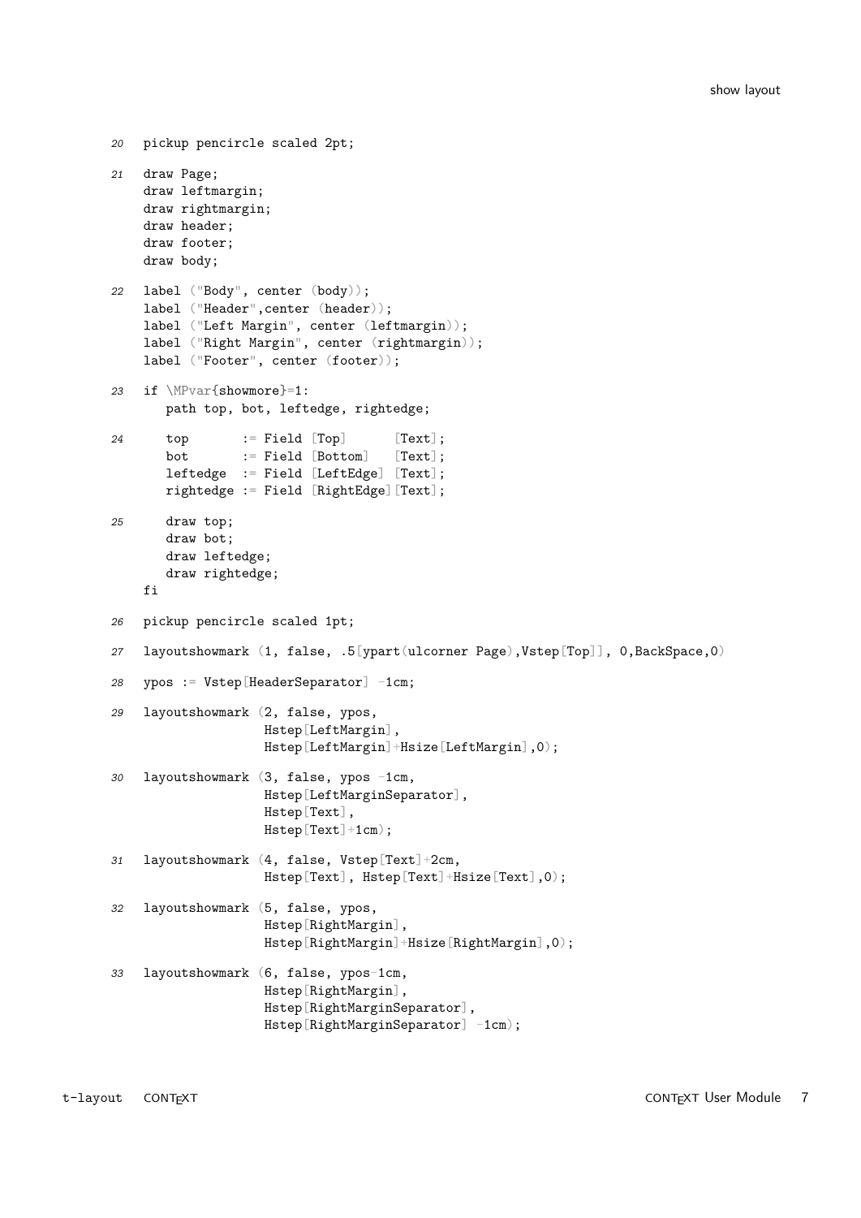```
20  pickup pencircle scaled 2pt;

21  draw Page;
    draw leftmargin;
    draw rightmargin;
    draw header;
    draw footer;
    draw body;

22  label ("Body", center (body));
    label ("Header",center (header));
    label ("Left Margin", center (leftmargin));
    label ("Right Margin", center (rightmargin));
    label ("Footer", center (footer));

23  if \MPvar{showmore}=1:
      path top, bot, leftedge, rightedge;

24    top       := Field [Top]      [Text];
      bot       := Field [Bottom]   [Text];
      leftedge  := Field [LeftEdge] [Text];
      rightedge := Field [RightEdge][Text];

25    draw top;
      draw bot;
      draw leftedge;
      draw rightedge;
    fi

26  pickup pencircle scaled 1pt;

27  layoutshowmark (1, false, .5[ypart(ulcorner Page),Vstep[Top]], 0,BackSpace,0)

28  ypos := Vstep[HeaderSeparator] -1cm;

29  layoutshowmark (2, false, ypos,
                    Hstep[LeftMargin],
                    Hstep[LeftMargin]+Hsize[LeftMargin],0);

30  layoutshowmark (3, false, ypos -1cm,
                    Hstep[LeftMarginSeparator],
                    Hstep[Text],
                    Hstep[Text]+1cm);

31  layoutshowmark (4, false, Vstep[Text]+2cm,
                    Hstep[Text], Hstep[Text]+Hsize[Text],0);

32  layoutshowmark (5, false, ypos,
                    Hstep[RightMargin],
                    Hstep[RightMargin]+Hsize[RightMargin],0);

33  layoutshowmark (6, false, ypos-1cm,
                    Hstep[RightMargin],
                    Hstep[RightMarginSeparator],
                    Hstep[RightMarginSeparator] -1cm);
```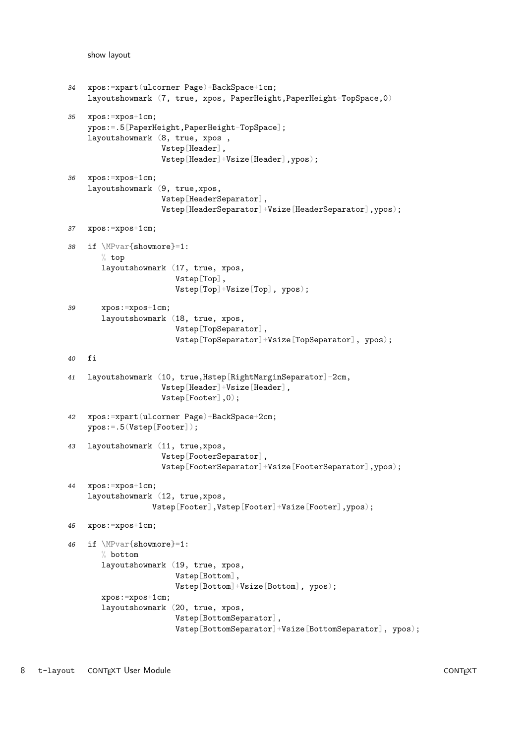show layout

34
```
xpos:=xpart(ulcorner Page)+BackSpace+1cm;
layoutshowmark (7, true, xpos, PaperHeight,PaperHeight-TopSpace,0)
```

35
```
xpos:=xpos+1cm;
ypos:=.5[PaperHeight,PaperHeight-TopSpace];
layoutshowmark (8, true, xpos ,
                Vstep[Header],
                Vstep[Header]+Vsize[Header],ypos);
```

36
```
xpos:=xpos+1cm;
layoutshowmark (9, true,xpos,
                Vstep[HeaderSeparator],
                Vstep[HeaderSeparator]+Vsize[HeaderSeparator],ypos);
```

37
```
xpos:=xpos+1cm;
```

38
```
if \MPvar{showmore}=1:
   % top
   layoutshowmark (17, true, xpos,
                   Vstep[Top],
                   Vstep[Top]+Vsize[Top], ypos);
```

39
```
   xpos:=xpos+1cm;
   layoutshowmark (18, true, xpos,
                   Vstep[TopSeparator],
                   Vstep[TopSeparator]+Vsize[TopSeparator], ypos);
```

40
```
fi
```

41
```
layoutshowmark (10, true,Hstep[RightMarginSeparator]-2cm,
                Vstep[Header]+Vsize[Header],
                Vstep[Footer],0);
```

42
```
xpos:=xpart(ulcorner Page)+BackSpace+2cm;
ypos:=.5(Vstep[Footer]);
```

43
```
layoutshowmark (11, true,xpos,
                Vstep[FooterSeparator],
                Vstep[FooterSeparator]+Vsize[FooterSeparator],ypos);
```

44
```
xpos:=xpos+1cm;
layoutshowmark (12, true,xpos,
              Vstep[Footer],Vstep[Footer]+Vsize[Footer],ypos);
```

45
```
xpos:=xpos+1cm;
```

46
```
if \MPvar{showmore}=1:
   % bottom
   layoutshowmark (19, true, xpos,
                   Vstep[Bottom],
                   Vstep[Bottom]+Vsize[Bottom], ypos);
   xpos:=xpos+1cm;
   layoutshowmark (20, true, xpos,
                   Vstep[BottomSeparator],
                   Vstep[BottomSeparator]+Vsize[BottomSeparator], ypos);
```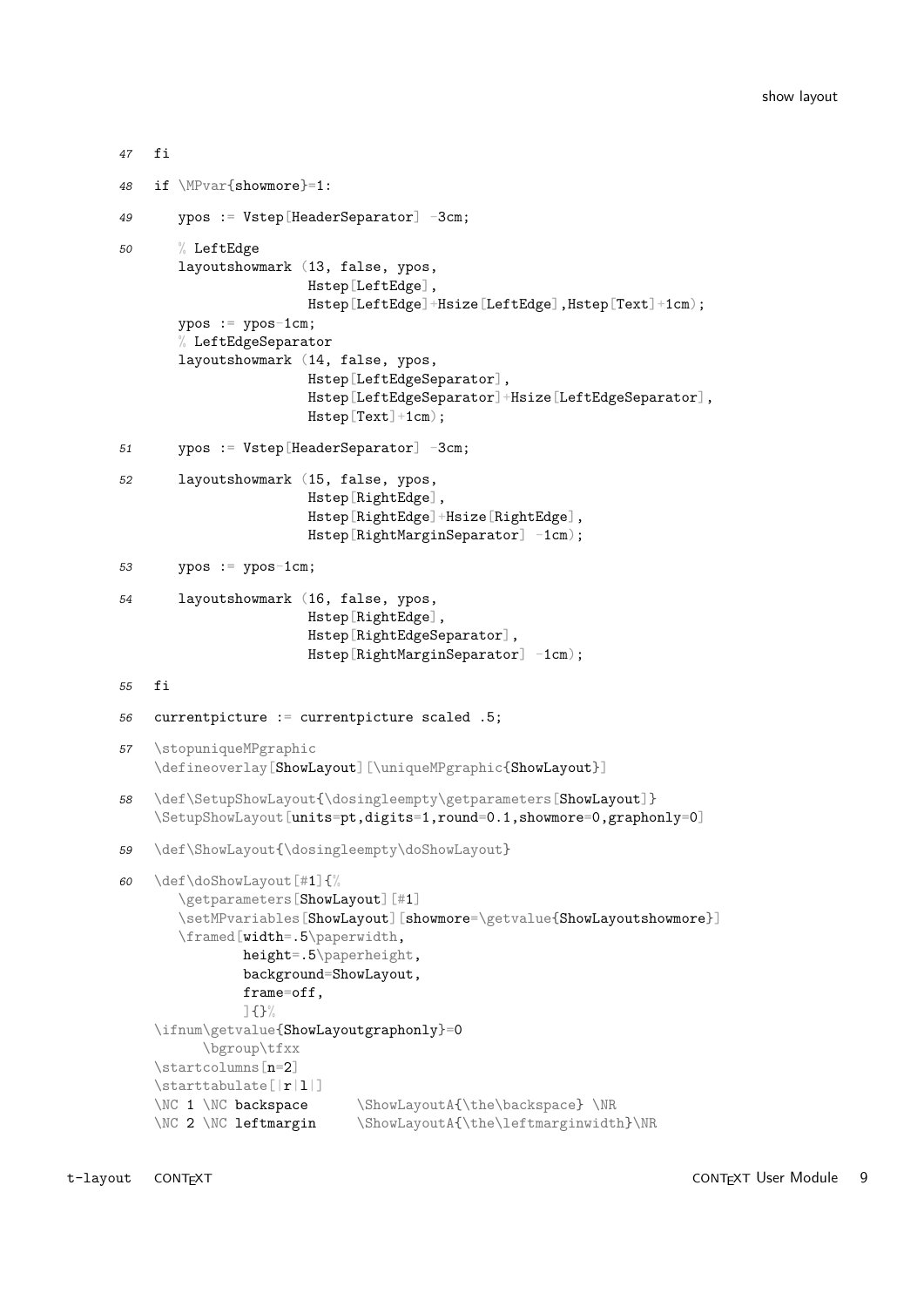```
47  fi

48  if \MPvar{showmore}=1:

49     ypos := Vstep[HeaderSeparator] -3cm;

50     % LeftEdge
       layoutshowmark (13, false, ypos,
                       Hstep[LeftEdge],
                       Hstep[LeftEdge]+Hsize[LeftEdge],Hstep[Text]+1cm);
       ypos := ypos-1cm;
       % LeftEdgeSeparator
       layoutshowmark (14, false, ypos,
                       Hstep[LeftEdgeSeparator],
                       Hstep[LeftEdgeSeparator]+Hsize[LeftEdgeSeparator],
                       Hstep[Text]+1cm);

51     ypos := Vstep[HeaderSeparator] -3cm;

52     layoutshowmark (15, false, ypos,
                       Hstep[RightEdge],
                       Hstep[RightEdge]+Hsize[RightEdge],
                       Hstep[RightMarginSeparator] -1cm);

53     ypos := ypos-1cm;

54     layoutshowmark (16, false, ypos,
                       Hstep[RightEdge],
                       Hstep[RightEdgeSeparator],
                       Hstep[RightMarginSeparator] -1cm);

55  fi

56  currentpicture := currentpicture scaled .5;

57  \stopuniqueMPgraphic
    \defineoverlay[ShowLayout][\uniqueMPgraphic{ShowLayout}]

58  \def\SetupShowLayout{\dosingleempty\getparameters[ShowLayout]}
    \SetupShowLayout[units=pt,digits=1,round=0.1,showmore=0,graphonly=0]

59  \def\ShowLayout{\dosingleempty\doShowLayout}

60  \def\doShowLayout[#1]{%
       \getparameters[ShowLayout][#1]
       \setMPvariables[ShowLayout][showmore=\getvalue{ShowLayoutshowmore}]
       \framed[width=.5\paperwidth,
               height=.5\paperheight,
               background=ShowLayout,
               frame=off,
               ]{}%
    \ifnum\getvalue{ShowLayoutgraphonly}=0
          \bgroup\tfxx
    \startcolumns[n=2]
    \starttabulate[|r|l|]
    \NC 1 \NC backspace      \ShowLayoutA{\the\backspace} \NR
    \NC 2 \NC leftmargin     \ShowLayoutA{\the\leftmarginwidth}\NR
```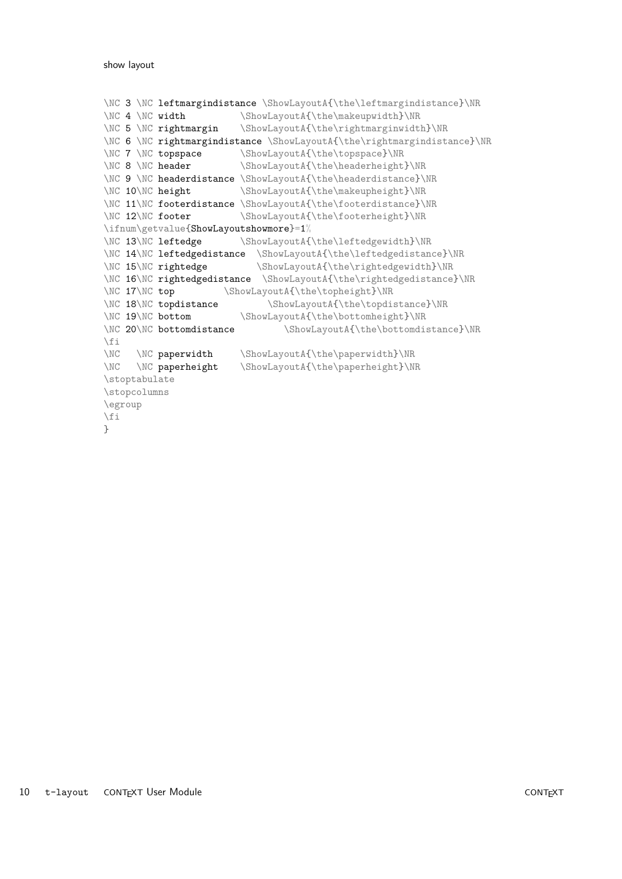show layout

```
\NC 3 \NC leftmargindistance \ShowLayoutA{\the\leftmargindistance}\NR
\NC 4 \NC width          \ShowLayoutA{\the\makeupwidth}\NR
\NC 5 \NC rightmargin    \ShowLayoutA{\the\rightmarginwidth}\NR
\NC 6 \NC rightmargindistance \ShowLayoutA{\the\rightmargindistance}\NR
\NC 7 \NC topspace       \ShowLayoutA{\the\topspace}\NR
\NC 8 \NC header         \ShowLayoutA{\the\headerheight}\NR
\NC 9 \NC headerdistance \ShowLayoutA{\the\headerdistance}\NR
\NC 10\NC height         \ShowLayoutA{\the\makeupheight}\NR
\NC 11\NC footerdistance \ShowLayoutA{\the\footerdistance}\NR
\NC 12\NC footer         \ShowLayoutA{\the\footerheight}\NR
\ifnum\getvalue{ShowLayoutshowmore}=1%
\NC 13\NC leftedge       \ShowLayoutA{\the\leftedgewidth}\NR
\NC 14\NC leftedgedistance  \ShowLayoutA{\the\leftedgedistance}\NR
\NC 15\NC rightedge         \ShowLayoutA{\the\rightedgewidth}\NR
\NC 16\NC rightedgedistance  \ShowLayoutA{\the\rightedgedistance}\NR
\NC 17\NC top         \ShowLayoutA{\the\topheight}\NR
\NC 18\NC topdistance         \ShowLayoutA{\the\topdistance}\NR
\NC 19\NC bottom         \ShowLayoutA{\the\bottomheight}\NR
\NC 20\NC bottomdistance         \ShowLayoutA{\the\bottomdistance}\NR
\fi
\NC   \NC paperwidth     \ShowLayoutA{\the\paperwidth}\NR
\NC   \NC paperheight    \ShowLayoutA{\the\paperheight}\NR
\stoptabulate
\stopcolumns
\egroup
\fi
}
```